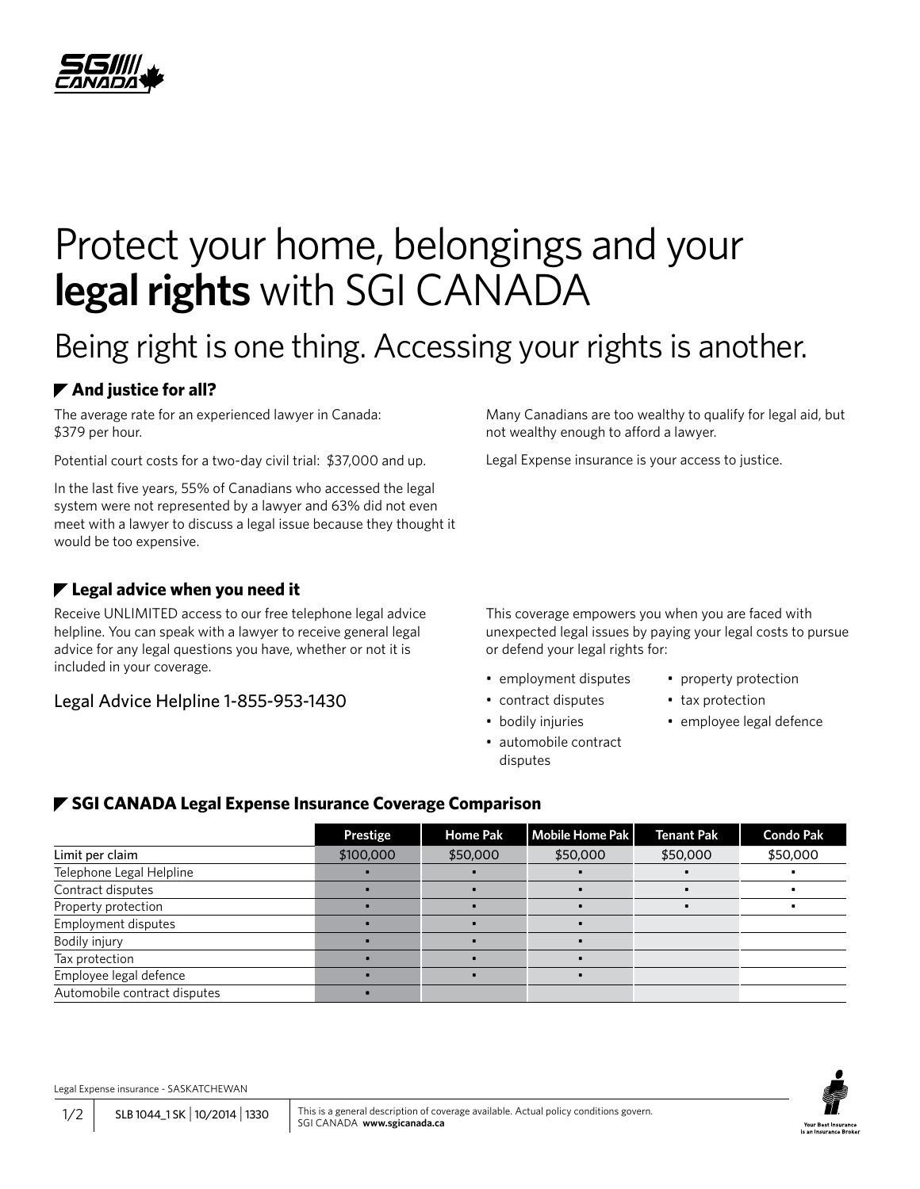# Protect your home, belongings and your **legal rights** with SGI CANADA

## Being right is one thing. Accessing your rights is another.

### And justice for all?

The average rate for an experienced lawyer in Canada: $379 per hour.

Potential court costs for a two-day civil trial: $37,000 and up.

In the last five years, 55% of Canadians who accessed the legal system were not represented by a lawyer and 63% did not even meet with a lawyer to discuss a legal issue because they thought it would be too expensive.

Many Canadians are too wealthy to qualify for legal aid, but not wealthy enough to afford a lawyer.

Legal Expense insurance is your access to justice.

### Legal advice when you need it

Receive UNLIMITED access to our free telephone legal advice helpline. You can speak with a lawyer to receive general legal advice for any legal questions you have, whether or not it is included in your coverage.

Legal Advice Helpline 1-855-953-1430

This coverage empowers you when you are faced with unexpected legal issues by paying your legal costs to pursue or defend your legal rights for:

- employment disputes
- contract disputes
- bodily injuries
- automobile contract disputes
- property protection
- tax protection
- employee legal defence

### SGI CANADA Legal Expense Insurance Coverage Comparison

| | Prestige | Home Pak | Mobile Home Pak | Tenant Pak | Condo Pak |
|---|---|---|---|---|---|
| Limit per claim | $100,000 | $50,000 | $50,000 | $50,000 | $50,000 |
| Telephone Legal Helpline | • | • | • | • | • |
| Contract disputes | • | • | • | • | • |
| Property protection | • | • | • | • | • |
| Employment disputes | • | • | • | | |
| Bodily injury | • | • | • | | |
| Tax protection | • | • | • | | |
| Employee legal defence | • | • | • | | |
| Automobile contract disputes | • | | | | |

Legal Expense insurance - SASKATCHEWAN

SLB 1044_1 SK | 10/2014 | 1330

This is a general description of coverage available. Actual policy conditions govern. SGI CANADA **www.sgicanada.ca**

Your Best Insurance is an Insurance Broker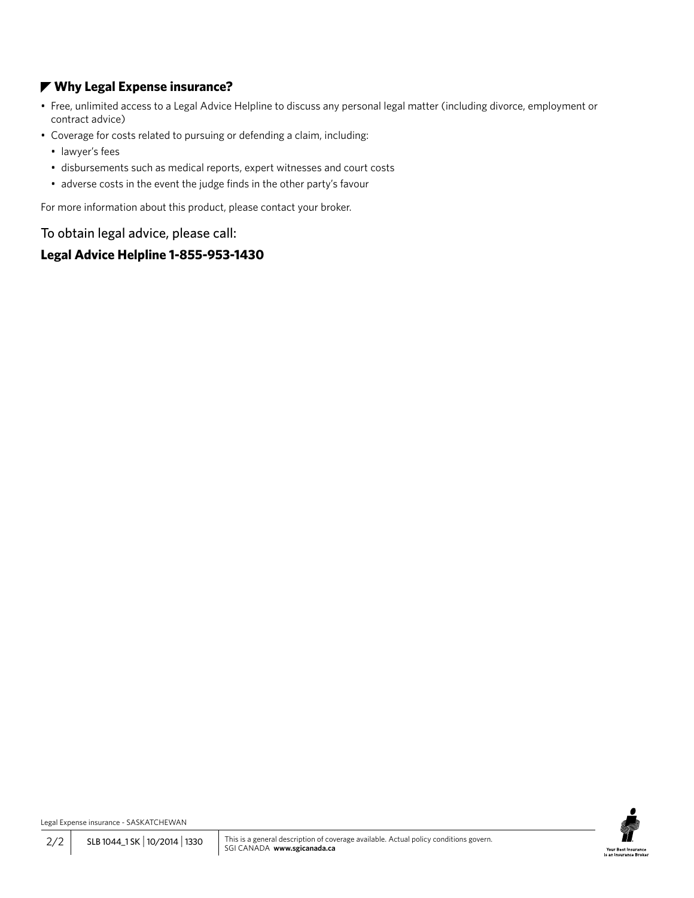## Why Legal Expense insurance?

- Free, unlimited access to a Legal Advice Helpline to discuss any personal legal matter (including divorce, employment or contract advice)
- Coverage for costs related to pursuing or defending a claim, including:
  - lawyer's fees
  - disbursements such as medical reports, expert witnesses and court costs
  - adverse costs in the event the judge finds in the other party's favour

For more information about this product, please contact your broker.

To obtain legal advice, please call:

**Legal Advice Helpline 1-855-953-1430**

SLB 1044_1 SK | 10/2014 | 1330

This is a general description of coverage available. Actual policy conditions govern.
SGI CANADA **www.sgicanada.ca**